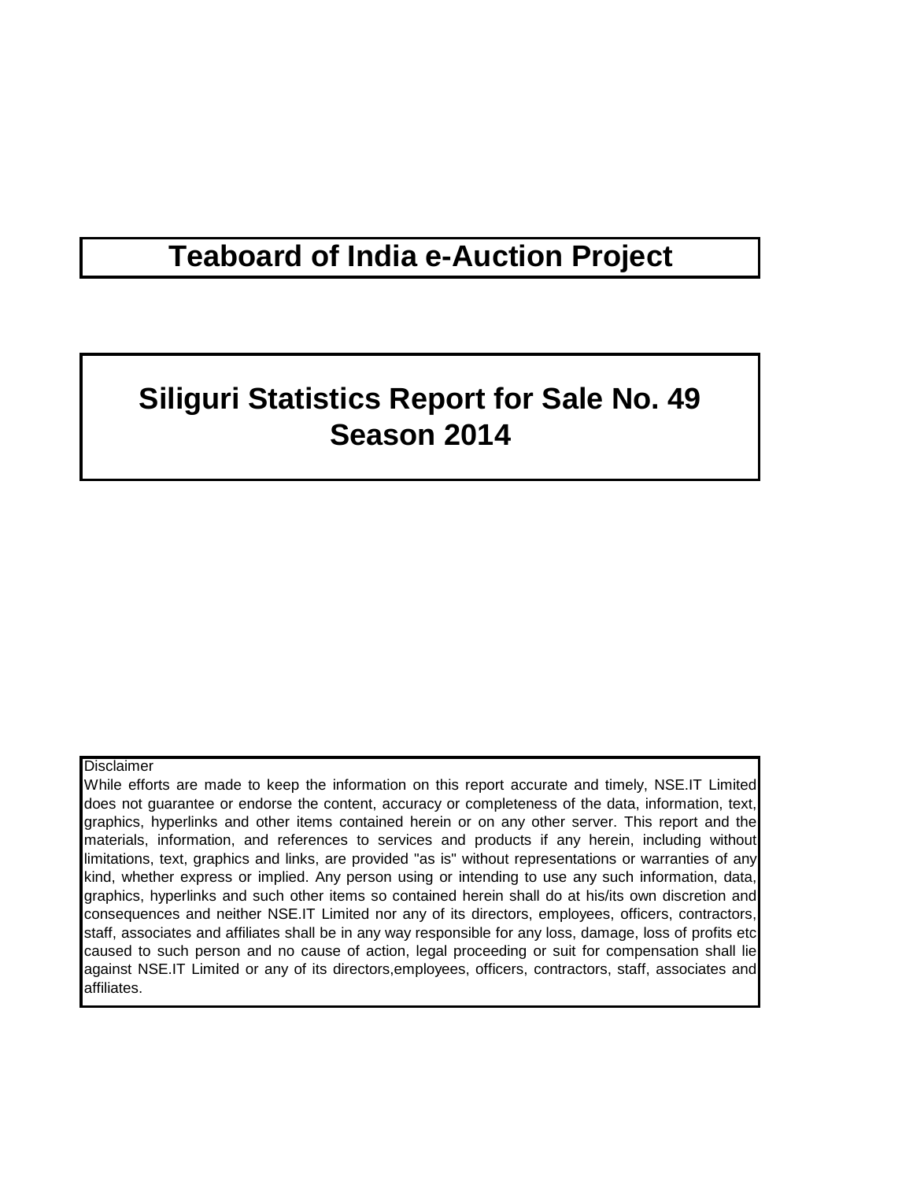# Teaboard of India e-Auction Project

## Siliguri Statistics Report for Sale No. 49
## Season 2014

Disclaimer

While efforts are made to keep the information on this report accurate and timely, NSE.IT Limited does not guarantee or endorse the content, accuracy or completeness of the data, information, text, graphics, hyperlinks and other items contained herein or on any other server. This report and the materials, information, and references to services and products if any herein, including without limitations, text, graphics and links, are provided "as is" without representations or warranties of any kind, whether express or implied. Any person using or intending to use any such information, data, graphics, hyperlinks and such other items so contained herein shall do at his/its own discretion and consequences and neither NSE.IT Limited nor any of its directors, employees, officers, contractors, staff, associates and affiliates shall be in any way responsible for any loss, damage, loss of profits etc caused to such person and no cause of action, legal proceeding or suit for compensation shall lie against NSE.IT Limited or any of its directors,employees, officers, contractors, staff, associates and affiliates.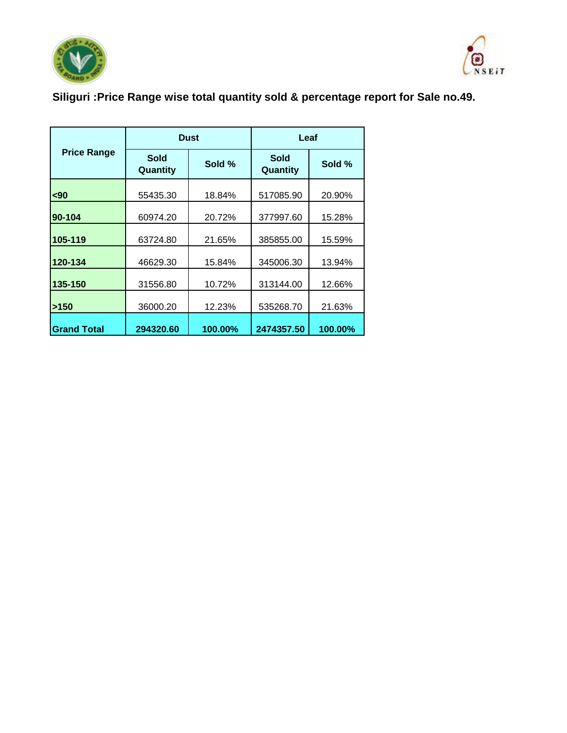**Siliguri :Price Range wise total quantity sold & percentage report for Sale no.49.**

| Price Range | Dust | | Leaf | |
|---|---|---|---|---|
| | Sold Quantity | Sold % | Sold Quantity | Sold % |
| **<90** | 55435.30 | 18.84% | 517085.90 | 20.90% |
| **90-104** | 60974.20 | 20.72% | 377997.60 | 15.28% |
| **105-119** | 63724.80 | 21.65% | 385855.00 | 15.59% |
| **120-134** | 46629.30 | 15.84% | 345006.30 | 13.94% |
| **135-150** | 31556.80 | 10.72% | 313144.00 | 12.66% |
| **>150** | 36000.20 | 12.23% | 535268.70 | 21.63% |
| **Grand Total** | **294320.60** | **100.00%** | **2474357.50** | **100.00%** |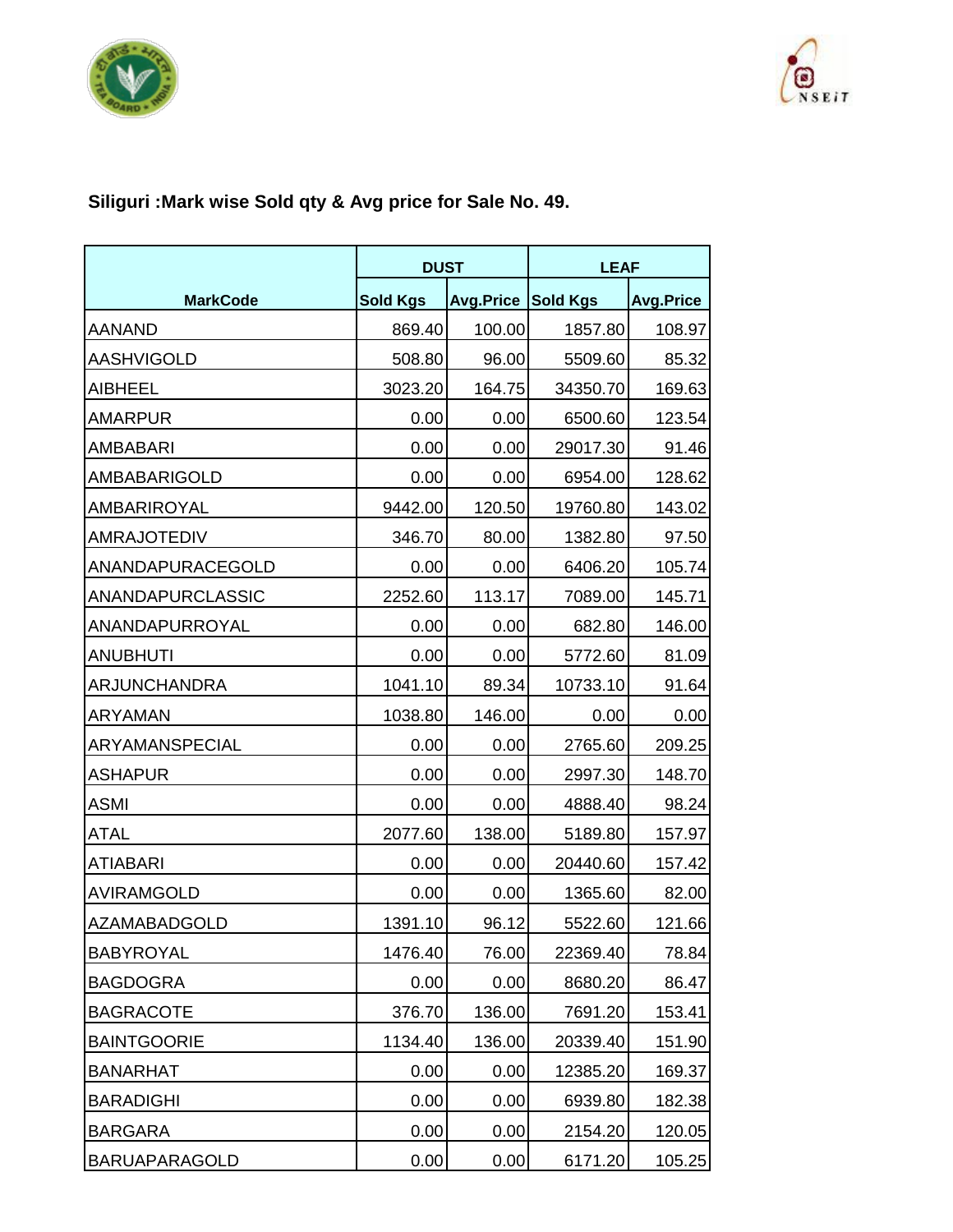**Siliguri :Mark wise Sold qty & Avg price for Sale No. 49.**

| MarkCode | DUST | | LEAF | |
|---|---|---|---|---|
| | Sold Kgs | Avg.Price | Sold Kgs | Avg.Price |
| AANAND | 869.40 | 100.00 | 1857.80 | 108.97 |
| AASHVIGOLD | 508.80 | 96.00 | 5509.60 | 85.32 |
| AIBHEEL | 3023.20 | 164.75 | 34350.70 | 169.63 |
| AMARPUR | 0.00 | 0.00 | 6500.60 | 123.54 |
| AMBABARI | 0.00 | 0.00 | 29017.30 | 91.46 |
| AMBABARIGOLD | 0.00 | 0.00 | 6954.00 | 128.62 |
| AMBARIROYAL | 9442.00 | 120.50 | 19760.80 | 143.02 |
| AMRAJOTEDIV | 346.70 | 80.00 | 1382.80 | 97.50 |
| ANANDAPURACEGOLD | 0.00 | 0.00 | 6406.20 | 105.74 |
| ANANDAPURCLASSIC | 2252.60 | 113.17 | 7089.00 | 145.71 |
| ANANDAPURROYAL | 0.00 | 0.00 | 682.80 | 146.00 |
| ANUBHUTI | 0.00 | 0.00 | 5772.60 | 81.09 |
| ARJUNCHANDRA | 1041.10 | 89.34 | 10733.10 | 91.64 |
| ARYAMAN | 1038.80 | 146.00 | 0.00 | 0.00 |
| ARYAMANSPECIAL | 0.00 | 0.00 | 2765.60 | 209.25 |
| ASHAPUR | 0.00 | 0.00 | 2997.30 | 148.70 |
| ASMI | 0.00 | 0.00 | 4888.40 | 98.24 |
| ATAL | 2077.60 | 138.00 | 5189.80 | 157.97 |
| ATIABARI | 0.00 | 0.00 | 20440.60 | 157.42 |
| AVIRAMGOLD | 0.00 | 0.00 | 1365.60 | 82.00 |
| AZAMABADGOLD | 1391.10 | 96.12 | 5522.60 | 121.66 |
| BABYROYAL | 1476.40 | 76.00 | 22369.40 | 78.84 |
| BAGDOGRA | 0.00 | 0.00 | 8680.20 | 86.47 |
| BAGRACOTE | 376.70 | 136.00 | 7691.20 | 153.41 |
| BAINTGOORIE | 1134.40 | 136.00 | 20339.40 | 151.90 |
| BANARHAT | 0.00 | 0.00 | 12385.20 | 169.37 |
| BARADIGHI | 0.00 | 0.00 | 6939.80 | 182.38 |
| BARGARA | 0.00 | 0.00 | 2154.20 | 120.05 |
| BARUAPARAGOLD | 0.00 | 0.00 | 6171.20 | 105.25 |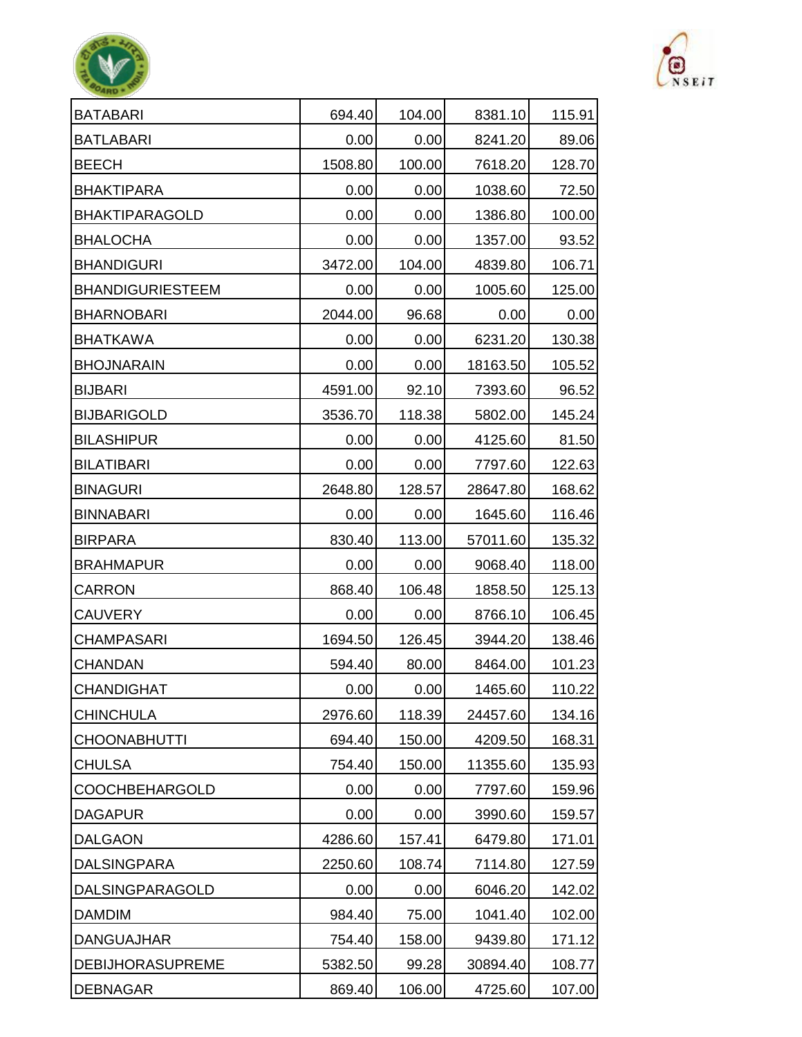| | | | | |
|---|---|---|---|---|
| BATABARI | 694.40 | 104.00 | 8381.10 | 115.91 |
| BATLABARI | 0.00 | 0.00 | 8241.20 | 89.06 |
| BEECH | 1508.80 | 100.00 | 7618.20 | 128.70 |
| BHAKTIPARA | 0.00 | 0.00 | 1038.60 | 72.50 |
| BHAKTIPARAGOLD | 0.00 | 0.00 | 1386.80 | 100.00 |
| BHALOCHA | 0.00 | 0.00 | 1357.00 | 93.52 |
| BHANDIGURI | 3472.00 | 104.00 | 4839.80 | 106.71 |
| BHANDIGURIESTEEM | 0.00 | 0.00 | 1005.60 | 125.00 |
| BHARNOBARI | 2044.00 | 96.68 | 0.00 | 0.00 |
| BHATKAWA | 0.00 | 0.00 | 6231.20 | 130.38 |
| BHOJNARAIN | 0.00 | 0.00 | 18163.50 | 105.52 |
| BIJBARI | 4591.00 | 92.10 | 7393.60 | 96.52 |
| BIJBARIGOLD | 3536.70 | 118.38 | 5802.00 | 145.24 |
| BILASHIPUR | 0.00 | 0.00 | 4125.60 | 81.50 |
| BILATIBARI | 0.00 | 0.00 | 7797.60 | 122.63 |
| BINAGURI | 2648.80 | 128.57 | 28647.80 | 168.62 |
| BINNABARI | 0.00 | 0.00 | 1645.60 | 116.46 |
| BIRPARA | 830.40 | 113.00 | 57011.60 | 135.32 |
| BRAHMAPUR | 0.00 | 0.00 | 9068.40 | 118.00 |
| CARRON | 868.40 | 106.48 | 1858.50 | 125.13 |
| CAUVERY | 0.00 | 0.00 | 8766.10 | 106.45 |
| CHAMPASARI | 1694.50 | 126.45 | 3944.20 | 138.46 |
| CHANDAN | 594.40 | 80.00 | 8464.00 | 101.23 |
| CHANDIGHAT | 0.00 | 0.00 | 1465.60 | 110.22 |
| CHINCHULA | 2976.60 | 118.39 | 24457.60 | 134.16 |
| CHOONABHUTTI | 694.40 | 150.00 | 4209.50 | 168.31 |
| CHULSA | 754.40 | 150.00 | 11355.60 | 135.93 |
| COOCHBEHARGOLD | 0.00 | 0.00 | 7797.60 | 159.96 |
| DAGAPUR | 0.00 | 0.00 | 3990.60 | 159.57 |
| DALGAON | 4286.60 | 157.41 | 6479.80 | 171.01 |
| DALSINGPARA | 2250.60 | 108.74 | 7114.80 | 127.59 |
| DALSINGPARAGOLD | 0.00 | 0.00 | 6046.20 | 142.02 |
| DAMDIM | 984.40 | 75.00 | 1041.40 | 102.00 |
| DANGUAJHAR | 754.40 | 158.00 | 9439.80 | 171.12 |
| DEBIJHORASUPREME | 5382.50 | 99.28 | 30894.40 | 108.77 |
| DEBNAGAR | 869.40 | 106.00 | 4725.60 | 107.00 |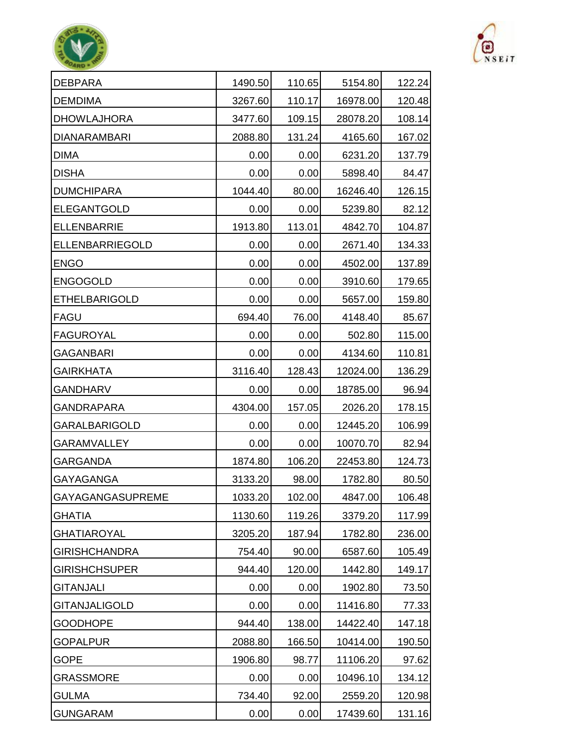| | | | | |
|---|---|---|---|---|
| DEBPARA | 1490.50 | 110.65 | 5154.80 | 122.24 |
| DEMDIMA | 3267.60 | 110.17 | 16978.00 | 120.48 |
| DHOWLAJHORA | 3477.60 | 109.15 | 28078.20 | 108.14 |
| DIANARAMBARI | 2088.80 | 131.24 | 4165.60 | 167.02 |
| DIMA | 0.00 | 0.00 | 6231.20 | 137.79 |
| DISHA | 0.00 | 0.00 | 5898.40 | 84.47 |
| DUMCHIPARA | 1044.40 | 80.00 | 16246.40 | 126.15 |
| ELEGANTGOLD | 0.00 | 0.00 | 5239.80 | 82.12 |
| ELLENBARRIE | 1913.80 | 113.01 | 4842.70 | 104.87 |
| ELLENBARRIEGOLD | 0.00 | 0.00 | 2671.40 | 134.33 |
| ENGO | 0.00 | 0.00 | 4502.00 | 137.89 |
| ENGOGOLD | 0.00 | 0.00 | 3910.60 | 179.65 |
| ETHELBARIGOLD | 0.00 | 0.00 | 5657.00 | 159.80 |
| FAGU | 694.40 | 76.00 | 4148.40 | 85.67 |
| FAGUROYAL | 0.00 | 0.00 | 502.80 | 115.00 |
| GAGANBARI | 0.00 | 0.00 | 4134.60 | 110.81 |
| GAIRKHATA | 3116.40 | 128.43 | 12024.00 | 136.29 |
| GANDHARV | 0.00 | 0.00 | 18785.00 | 96.94 |
| GANDRAPARA | 4304.00 | 157.05 | 2026.20 | 178.15 |
| GARALBARIGOLD | 0.00 | 0.00 | 12445.20 | 106.99 |
| GARAMVALLEY | 0.00 | 0.00 | 10070.70 | 82.94 |
| GARGANDA | 1874.80 | 106.20 | 22453.80 | 124.73 |
| GAYAGANGA | 3133.20 | 98.00 | 1782.80 | 80.50 |
| GAYAGANGASUPREME | 1033.20 | 102.00 | 4847.00 | 106.48 |
| GHATIA | 1130.60 | 119.26 | 3379.20 | 117.99 |
| GHATIAROYAL | 3205.20 | 187.94 | 1782.80 | 236.00 |
| GIRISHCHANDRA | 754.40 | 90.00 | 6587.60 | 105.49 |
| GIRISHCHSUPER | 944.40 | 120.00 | 1442.80 | 149.17 |
| GITANJALI | 0.00 | 0.00 | 1902.80 | 73.50 |
| GITANJALIGOLD | 0.00 | 0.00 | 11416.80 | 77.33 |
| GOODHOPE | 944.40 | 138.00 | 14422.40 | 147.18 |
| GOPALPUR | 2088.80 | 166.50 | 10414.00 | 190.50 |
| GOPE | 1906.80 | 98.77 | 11106.20 | 97.62 |
| GRASSMORE | 0.00 | 0.00 | 10496.10 | 134.12 |
| GULMA | 734.40 | 92.00 | 2559.20 | 120.98 |
| GUNGARAM | 0.00 | 0.00 | 17439.60 | 131.16 |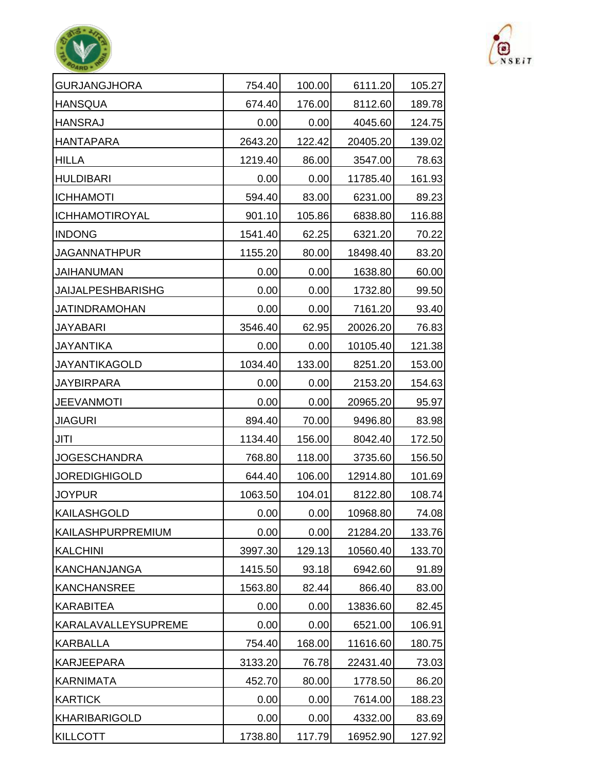| | | | | |
|---|---|---|---|---|
| GURJANGJHORA | 754.40 | 100.00 | 6111.20 | 105.27 |
| HANSQUA | 674.40 | 176.00 | 8112.60 | 189.78 |
| HANSRAJ | 0.00 | 0.00 | 4045.60 | 124.75 |
| HANTAPARA | 2643.20 | 122.42 | 20405.20 | 139.02 |
| HILLA | 1219.40 | 86.00 | 3547.00 | 78.63 |
| HULDIBARI | 0.00 | 0.00 | 11785.40 | 161.93 |
| ICHHAMOTI | 594.40 | 83.00 | 6231.00 | 89.23 |
| ICHHAMOTIROYAL | 901.10 | 105.86 | 6838.80 | 116.88 |
| INDONG | 1541.40 | 62.25 | 6321.20 | 70.22 |
| JAGANNATHPUR | 1155.20 | 80.00 | 18498.40 | 83.20 |
| JAIHANUMAN | 0.00 | 0.00 | 1638.80 | 60.00 |
| JAIJALPESHBARISHG | 0.00 | 0.00 | 1732.80 | 99.50 |
| JATINDRAMOHAN | 0.00 | 0.00 | 7161.20 | 93.40 |
| JAYABARI | 3546.40 | 62.95 | 20026.20 | 76.83 |
| JAYANTIKA | 0.00 | 0.00 | 10105.40 | 121.38 |
| JAYANTIKAGOLD | 1034.40 | 133.00 | 8251.20 | 153.00 |
| JAYBIRPARA | 0.00 | 0.00 | 2153.20 | 154.63 |
| JEEVANMOTI | 0.00 | 0.00 | 20965.20 | 95.97 |
| JIAGURI | 894.40 | 70.00 | 9496.80 | 83.98 |
| JITI | 1134.40 | 156.00 | 8042.40 | 172.50 |
| JOGESCHANDRA | 768.80 | 118.00 | 3735.60 | 156.50 |
| JOREDIGHIGOLD | 644.40 | 106.00 | 12914.80 | 101.69 |
| JOYPUR | 1063.50 | 104.01 | 8122.80 | 108.74 |
| KAILASHGOLD | 0.00 | 0.00 | 10968.80 | 74.08 |
| KAILASHPURPREMIUM | 0.00 | 0.00 | 21284.20 | 133.76 |
| KALCHINI | 3997.30 | 129.13 | 10560.40 | 133.70 |
| KANCHANJANGA | 1415.50 | 93.18 | 6942.60 | 91.89 |
| KANCHANSREE | 1563.80 | 82.44 | 866.40 | 83.00 |
| KARABITEA | 0.00 | 0.00 | 13836.60 | 82.45 |
| KARALAVALLEYSUPREME | 0.00 | 0.00 | 6521.00 | 106.91 |
| KARBALLA | 754.40 | 168.00 | 11616.60 | 180.75 |
| KARJEEPARA | 3133.20 | 76.78 | 22431.40 | 73.03 |
| KARNIMATA | 452.70 | 80.00 | 1778.50 | 86.20 |
| KARTICK | 0.00 | 0.00 | 7614.00 | 188.23 |
| KHARIBARIGOLD | 0.00 | 0.00 | 4332.00 | 83.69 |
| KILLCOTT | 1738.80 | 117.79 | 16952.90 | 127.92 |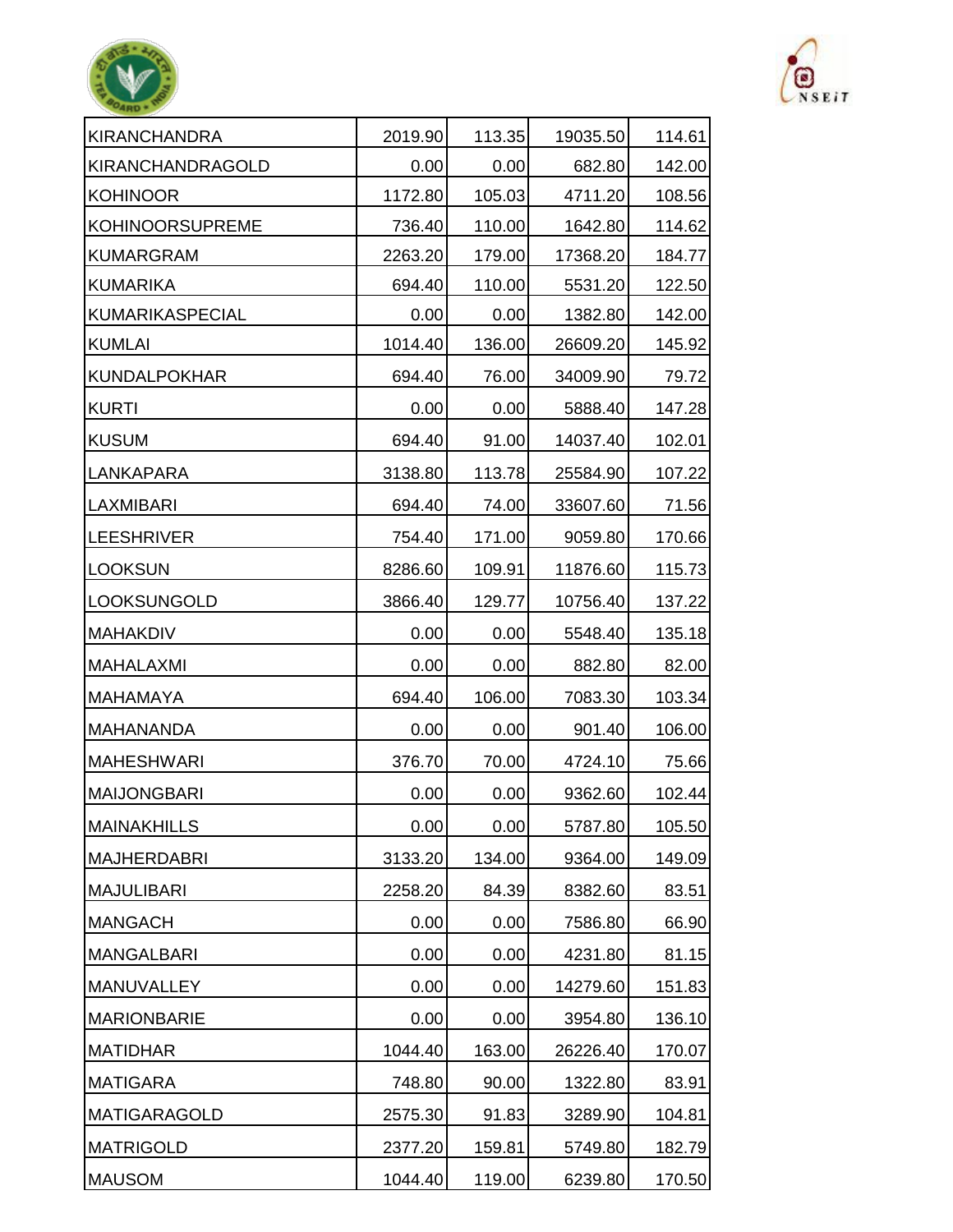| | | | | |
|---|---|---|---|---|
| KIRANCHANDRA | 2019.90 | 113.35 | 19035.50 | 114.61 |
| KIRANCHANDRAGOLD | 0.00 | 0.00 | 682.80 | 142.00 |
| KOHINOOR | 1172.80 | 105.03 | 4711.20 | 108.56 |
| KOHINOORSUPREME | 736.40 | 110.00 | 1642.80 | 114.62 |
| KUMARGRAM | 2263.20 | 179.00 | 17368.20 | 184.77 |
| KUMARIKA | 694.40 | 110.00 | 5531.20 | 122.50 |
| KUMARIKASPECIAL | 0.00 | 0.00 | 1382.80 | 142.00 |
| KUMLAI | 1014.40 | 136.00 | 26609.20 | 145.92 |
| KUNDALPOKHAR | 694.40 | 76.00 | 34009.90 | 79.72 |
| KURTI | 0.00 | 0.00 | 5888.40 | 147.28 |
| KUSUM | 694.40 | 91.00 | 14037.40 | 102.01 |
| LANKAPARA | 3138.80 | 113.78 | 25584.90 | 107.22 |
| LAXMIBARI | 694.40 | 74.00 | 33607.60 | 71.56 |
| LEESHRIVER | 754.40 | 171.00 | 9059.80 | 170.66 |
| LOOKSUN | 8286.60 | 109.91 | 11876.60 | 115.73 |
| LOOKSUNGOLD | 3866.40 | 129.77 | 10756.40 | 137.22 |
| MAHAKDIV | 0.00 | 0.00 | 5548.40 | 135.18 |
| MAHALAXMI | 0.00 | 0.00 | 882.80 | 82.00 |
| MAHAMAYA | 694.40 | 106.00 | 7083.30 | 103.34 |
| MAHANANDA | 0.00 | 0.00 | 901.40 | 106.00 |
| MAHESHWARI | 376.70 | 70.00 | 4724.10 | 75.66 |
| MAIJONGBARI | 0.00 | 0.00 | 9362.60 | 102.44 |
| MAINAKHILLS | 0.00 | 0.00 | 5787.80 | 105.50 |
| MAJHERDABRI | 3133.20 | 134.00 | 9364.00 | 149.09 |
| MAJULIBARI | 2258.20 | 84.39 | 8382.60 | 83.51 |
| MANGACH | 0.00 | 0.00 | 7586.80 | 66.90 |
| MANGALBARI | 0.00 | 0.00 | 4231.80 | 81.15 |
| MANUVALLEY | 0.00 | 0.00 | 14279.60 | 151.83 |
| MARIONBARIE | 0.00 | 0.00 | 3954.80 | 136.10 |
| MATIDHAR | 1044.40 | 163.00 | 26226.40 | 170.07 |
| MATIGARA | 748.80 | 90.00 | 1322.80 | 83.91 |
| MATIGARAGOLD | 2575.30 | 91.83 | 3289.90 | 104.81 |
| MATRIGOLD | 2377.20 | 159.81 | 5749.80 | 182.79 |
| MAUSOM | 1044.40 | 119.00 | 6239.80 | 170.50 |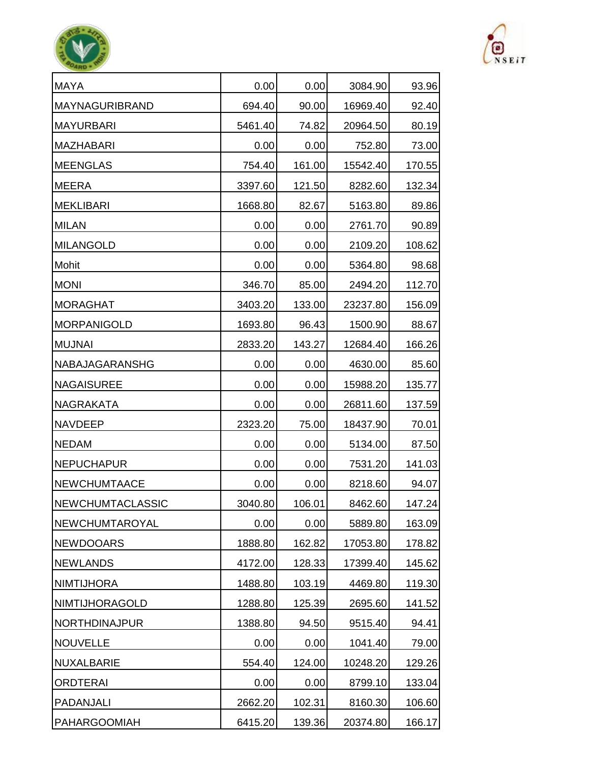| | | | | |
|---|---|---|---|---|
| MAYA | 0.00 | 0.00 | 3084.90 | 93.96 |
| MAYNAGURIBRAND | 694.40 | 90.00 | 16969.40 | 92.40 |
| MAYURBARI | 5461.40 | 74.82 | 20964.50 | 80.19 |
| MAZHABARI | 0.00 | 0.00 | 752.80 | 73.00 |
| MEENGLAS | 754.40 | 161.00 | 15542.40 | 170.55 |
| MEERA | 3397.60 | 121.50 | 8282.60 | 132.34 |
| MEKLIBARI | 1668.80 | 82.67 | 5163.80 | 89.86 |
| MILAN | 0.00 | 0.00 | 2761.70 | 90.89 |
| MILANGOLD | 0.00 | 0.00 | 2109.20 | 108.62 |
| Mohit | 0.00 | 0.00 | 5364.80 | 98.68 |
| MONI | 346.70 | 85.00 | 2494.20 | 112.70 |
| MORAGHAT | 3403.20 | 133.00 | 23237.80 | 156.09 |
| MORPANIGOLD | 1693.80 | 96.43 | 1500.90 | 88.67 |
| MUJNAI | 2833.20 | 143.27 | 12684.40 | 166.26 |
| NABAJAGARANSHG | 0.00 | 0.00 | 4630.00 | 85.60 |
| NAGAISUREE | 0.00 | 0.00 | 15988.20 | 135.77 |
| NAGRAKATA | 0.00 | 0.00 | 26811.60 | 137.59 |
| NAVDEEP | 2323.20 | 75.00 | 18437.90 | 70.01 |
| NEDAM | 0.00 | 0.00 | 5134.00 | 87.50 |
| NEPUCHAPUR | 0.00 | 0.00 | 7531.20 | 141.03 |
| NEWCHUMTAACE | 0.00 | 0.00 | 8218.60 | 94.07 |
| NEWCHUMTACLASSIC | 3040.80 | 106.01 | 8462.60 | 147.24 |
| NEWCHUMTAROYAL | 0.00 | 0.00 | 5889.80 | 163.09 |
| NEWDOOARS | 1888.80 | 162.82 | 17053.80 | 178.82 |
| NEWLANDS | 4172.00 | 128.33 | 17399.40 | 145.62 |
| NIMTIJHORA | 1488.80 | 103.19 | 4469.80 | 119.30 |
| NIMTIJHORAGOLD | 1288.80 | 125.39 | 2695.60 | 141.52 |
| NORTHDINAJPUR | 1388.80 | 94.50 | 9515.40 | 94.41 |
| NOUVELLE | 0.00 | 0.00 | 1041.40 | 79.00 |
| NUXALBARIE | 554.40 | 124.00 | 10248.20 | 129.26 |
| ORDTERAI | 0.00 | 0.00 | 8799.10 | 133.04 |
| PADANJALI | 2662.20 | 102.31 | 8160.30 | 106.60 |
| PAHARGOOMIAH | 6415.20 | 139.36 | 20374.80 | 166.17 |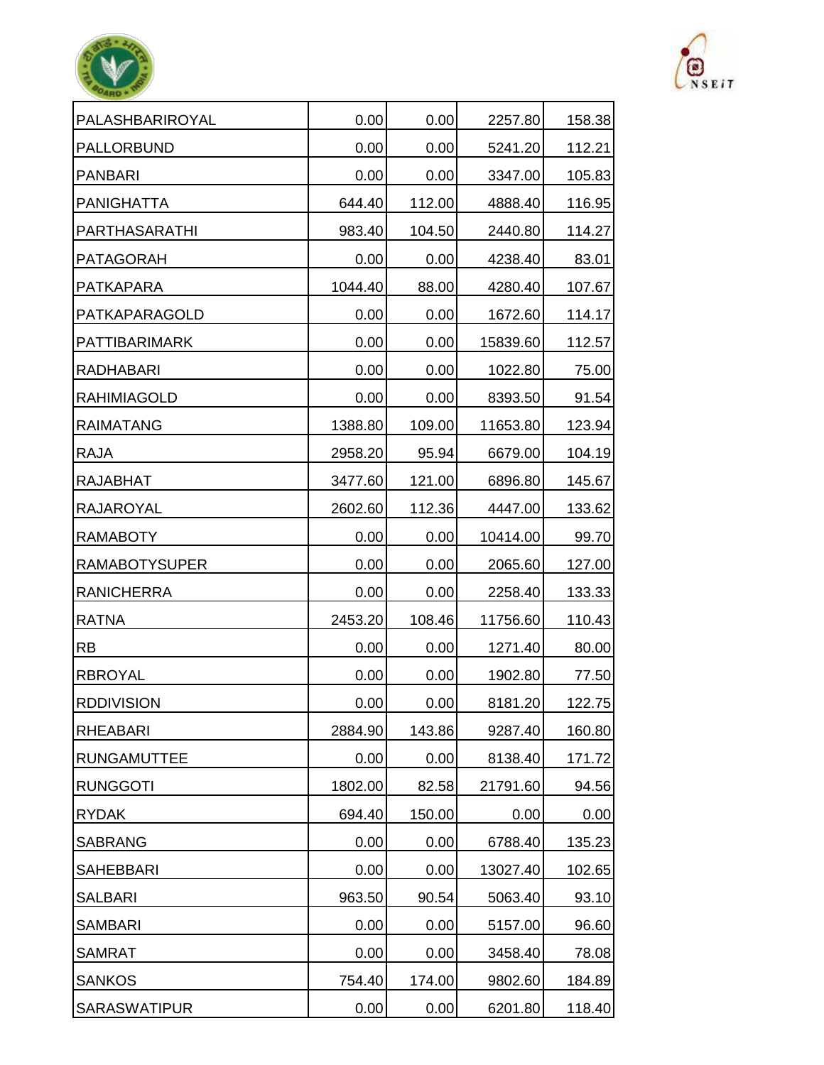| | | | | |
|---|---|---|---|---|
| PALASHBARIROYAL | 0.00 | 0.00 | 2257.80 | 158.38 |
| PALLORBUND | 0.00 | 0.00 | 5241.20 | 112.21 |
| PANBARI | 0.00 | 0.00 | 3347.00 | 105.83 |
| PANIGHATTA | 644.40 | 112.00 | 4888.40 | 116.95 |
| PARTHASARATHI | 983.40 | 104.50 | 2440.80 | 114.27 |
| PATAGORAH | 0.00 | 0.00 | 4238.40 | 83.01 |
| PATKAPARA | 1044.40 | 88.00 | 4280.40 | 107.67 |
| PATKAPARAGOLD | 0.00 | 0.00 | 1672.60 | 114.17 |
| PATTIBARIMARK | 0.00 | 0.00 | 15839.60 | 112.57 |
| RADHABARI | 0.00 | 0.00 | 1022.80 | 75.00 |
| RAHIMIAGOLD | 0.00 | 0.00 | 8393.50 | 91.54 |
| RAIMATANG | 1388.80 | 109.00 | 11653.80 | 123.94 |
| RAJA | 2958.20 | 95.94 | 6679.00 | 104.19 |
| RAJABHAT | 3477.60 | 121.00 | 6896.80 | 145.67 |
| RAJAROYAL | 2602.60 | 112.36 | 4447.00 | 133.62 |
| RAMABOTY | 0.00 | 0.00 | 10414.00 | 99.70 |
| RAMABOTYSUPER | 0.00 | 0.00 | 2065.60 | 127.00 |
| RANICHERRA | 0.00 | 0.00 | 2258.40 | 133.33 |
| RATNA | 2453.20 | 108.46 | 11756.60 | 110.43 |
| RB | 0.00 | 0.00 | 1271.40 | 80.00 |
| RBROYAL | 0.00 | 0.00 | 1902.80 | 77.50 |
| RDDIVISION | 0.00 | 0.00 | 8181.20 | 122.75 |
| RHEABARI | 2884.90 | 143.86 | 9287.40 | 160.80 |
| RUNGAMUTTEE | 0.00 | 0.00 | 8138.40 | 171.72 |
| RUNGGOTI | 1802.00 | 82.58 | 21791.60 | 94.56 |
| RYDAK | 694.40 | 150.00 | 0.00 | 0.00 |
| SABRANG | 0.00 | 0.00 | 6788.40 | 135.23 |
| SAHEBBARI | 0.00 | 0.00 | 13027.40 | 102.65 |
| SALBARI | 963.50 | 90.54 | 5063.40 | 93.10 |
| SAMBARI | 0.00 | 0.00 | 5157.00 | 96.60 |
| SAMRAT | 0.00 | 0.00 | 3458.40 | 78.08 |
| SANKOS | 754.40 | 174.00 | 9802.60 | 184.89 |
| SARASWATIPUR | 0.00 | 0.00 | 6201.80 | 118.40 |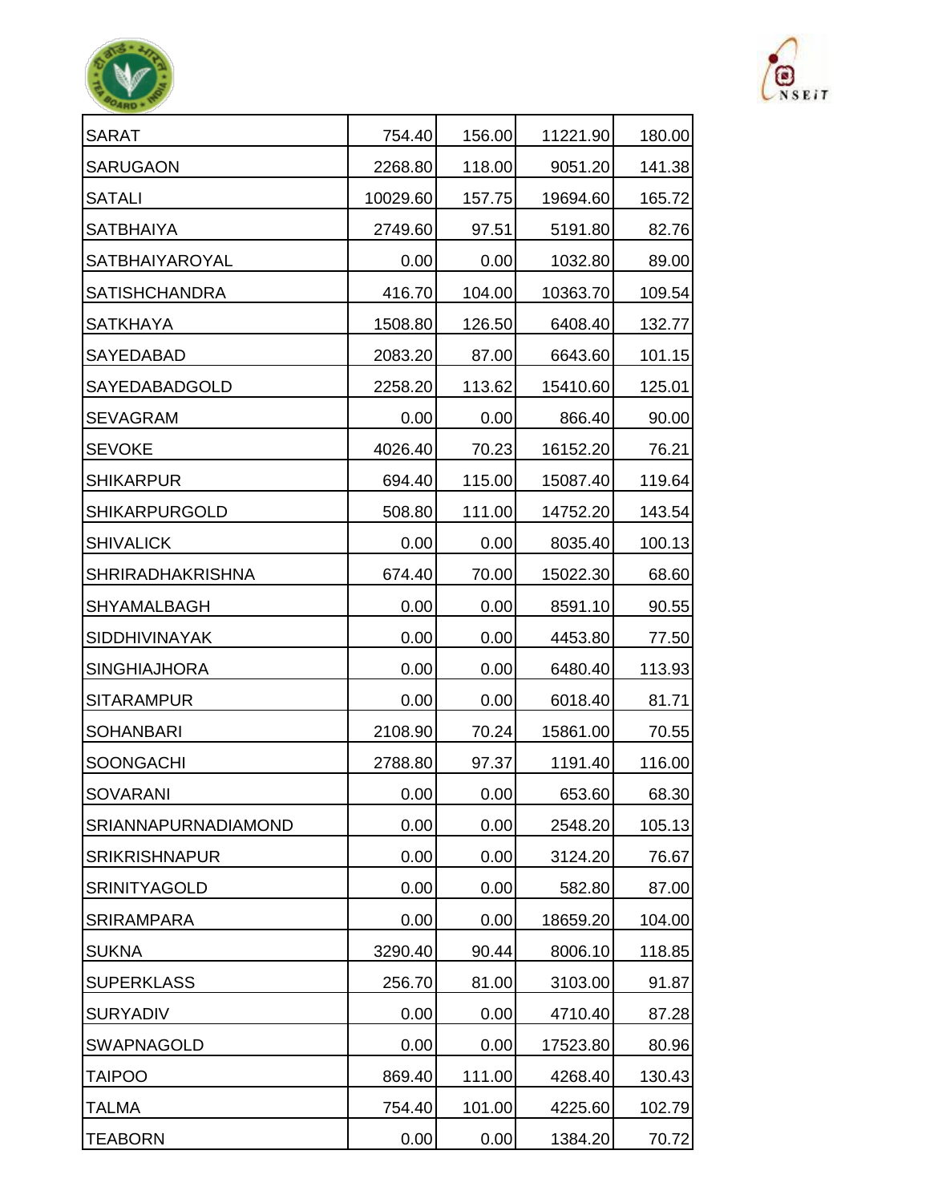| | | | | |
|---|---|---|---|---|
| SARAT | 754.40 | 156.00 | 11221.90 | 180.00 |
| SARUGAON | 2268.80 | 118.00 | 9051.20 | 141.38 |
| SATALI | 10029.60 | 157.75 | 19694.60 | 165.72 |
| SATBHAIYA | 2749.60 | 97.51 | 5191.80 | 82.76 |
| SATBHAIYAROYAL | 0.00 | 0.00 | 1032.80 | 89.00 |
| SATISHCHANDRA | 416.70 | 104.00 | 10363.70 | 109.54 |
| SATKHAYA | 1508.80 | 126.50 | 6408.40 | 132.77 |
| SAYEDABAD | 2083.20 | 87.00 | 6643.60 | 101.15 |
| SAYEDABADGOLD | 2258.20 | 113.62 | 15410.60 | 125.01 |
| SEVAGRAM | 0.00 | 0.00 | 866.40 | 90.00 |
| SEVOKE | 4026.40 | 70.23 | 16152.20 | 76.21 |
| SHIKARPUR | 694.40 | 115.00 | 15087.40 | 119.64 |
| SHIKARPURGOLD | 508.80 | 111.00 | 14752.20 | 143.54 |
| SHIVALICK | 0.00 | 0.00 | 8035.40 | 100.13 |
| SHRIRADHAKRISHNA | 674.40 | 70.00 | 15022.30 | 68.60 |
| SHYAMALBAGH | 0.00 | 0.00 | 8591.10 | 90.55 |
| SIDDHIVINAYAK | 0.00 | 0.00 | 4453.80 | 77.50 |
| SINGHIAJHORA | 0.00 | 0.00 | 6480.40 | 113.93 |
| SITARAMPUR | 0.00 | 0.00 | 6018.40 | 81.71 |
| SOHANBARI | 2108.90 | 70.24 | 15861.00 | 70.55 |
| SOONGACHI | 2788.80 | 97.37 | 1191.40 | 116.00 |
| SOVARANI | 0.00 | 0.00 | 653.60 | 68.30 |
| SRIANNAPURNADIAMOND | 0.00 | 0.00 | 2548.20 | 105.13 |
| SRIKRISHNAPUR | 0.00 | 0.00 | 3124.20 | 76.67 |
| SRINITYAGOLD | 0.00 | 0.00 | 582.80 | 87.00 |
| SRIRAMPARA | 0.00 | 0.00 | 18659.20 | 104.00 |
| SUKNA | 3290.40 | 90.44 | 8006.10 | 118.85 |
| SUPERKLASS | 256.70 | 81.00 | 3103.00 | 91.87 |
| SURYADIV | 0.00 | 0.00 | 4710.40 | 87.28 |
| SWAPNAGOLD | 0.00 | 0.00 | 17523.80 | 80.96 |
| TAIPOO | 869.40 | 111.00 | 4268.40 | 130.43 |
| TALMA | 754.40 | 101.00 | 4225.60 | 102.79 |
| TEABORN | 0.00 | 0.00 | 1384.20 | 70.72 |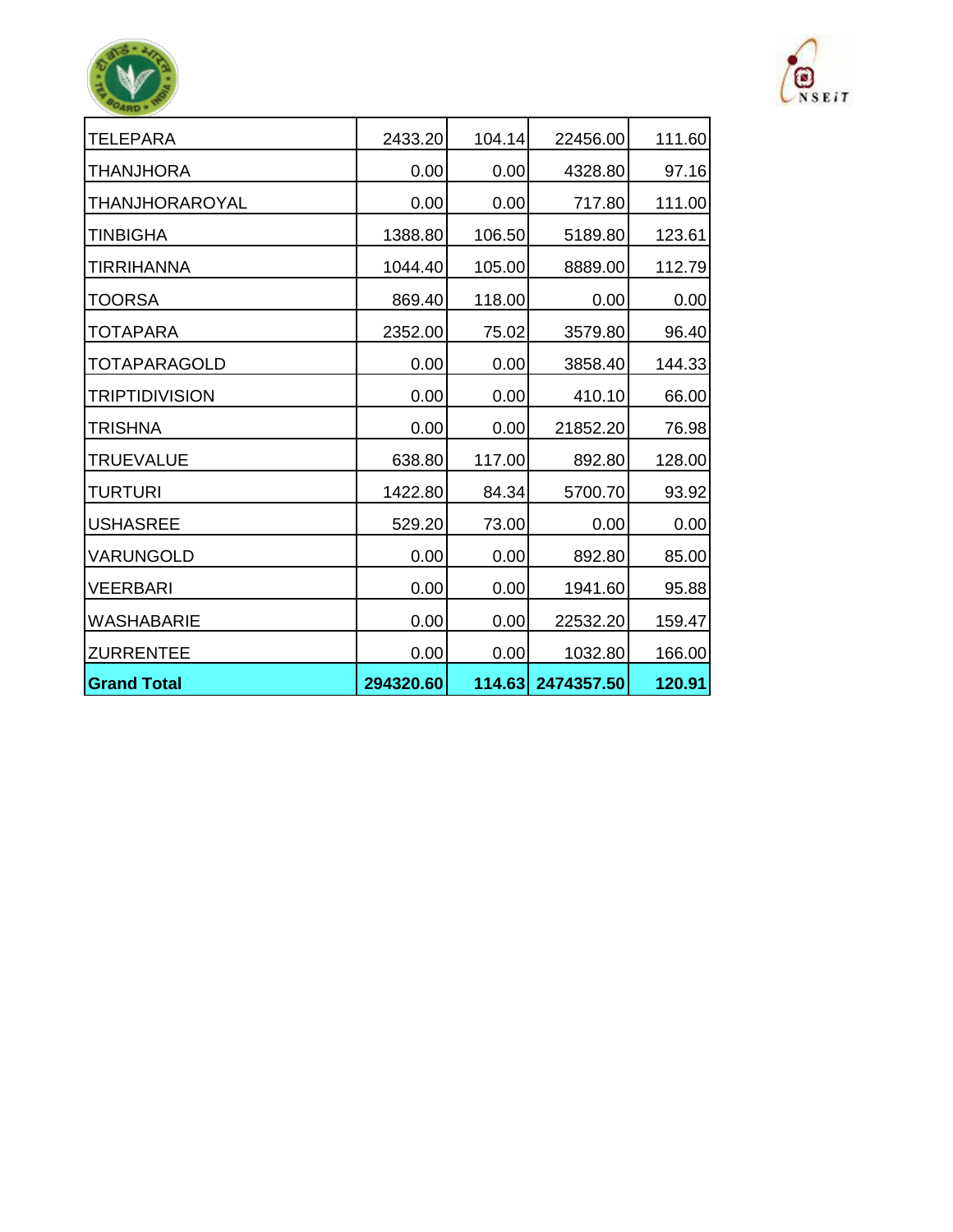| | | | | |
|---|---|---|---|---|
| TELEPARA | 2433.20 | 104.14 | 22456.00 | 111.60 |
| THANJHORA | 0.00 | 0.00 | 4328.80 | 97.16 |
| THANJHORAROYAL | 0.00 | 0.00 | 717.80 | 111.00 |
| TINBIGHA | 1388.80 | 106.50 | 5189.80 | 123.61 |
| TIRRIHANNA | 1044.40 | 105.00 | 8889.00 | 112.79 |
| TOORSA | 869.40 | 118.00 | 0.00 | 0.00 |
| TOTAPARA | 2352.00 | 75.02 | 3579.80 | 96.40 |
| TOTAPARAGOLD | 0.00 | 0.00 | 3858.40 | 144.33 |
| TRIPTIDIVISION | 0.00 | 0.00 | 410.10 | 66.00 |
| TRISHNA | 0.00 | 0.00 | 21852.20 | 76.98 |
| TRUEVALUE | 638.80 | 117.00 | 892.80 | 128.00 |
| TURTURI | 1422.80 | 84.34 | 5700.70 | 93.92 |
| USHASREE | 529.20 | 73.00 | 0.00 | 0.00 |
| VARUNGOLD | 0.00 | 0.00 | 892.80 | 85.00 |
| VEERBARI | 0.00 | 0.00 | 1941.60 | 95.88 |
| WASHABARIE | 0.00 | 0.00 | 22532.20 | 159.47 |
| ZURRENTEE | 0.00 | 0.00 | 1032.80 | 166.00 |
| **Grand Total** | **294320.60** | **114.63** | **2474357.50** | **120.91** |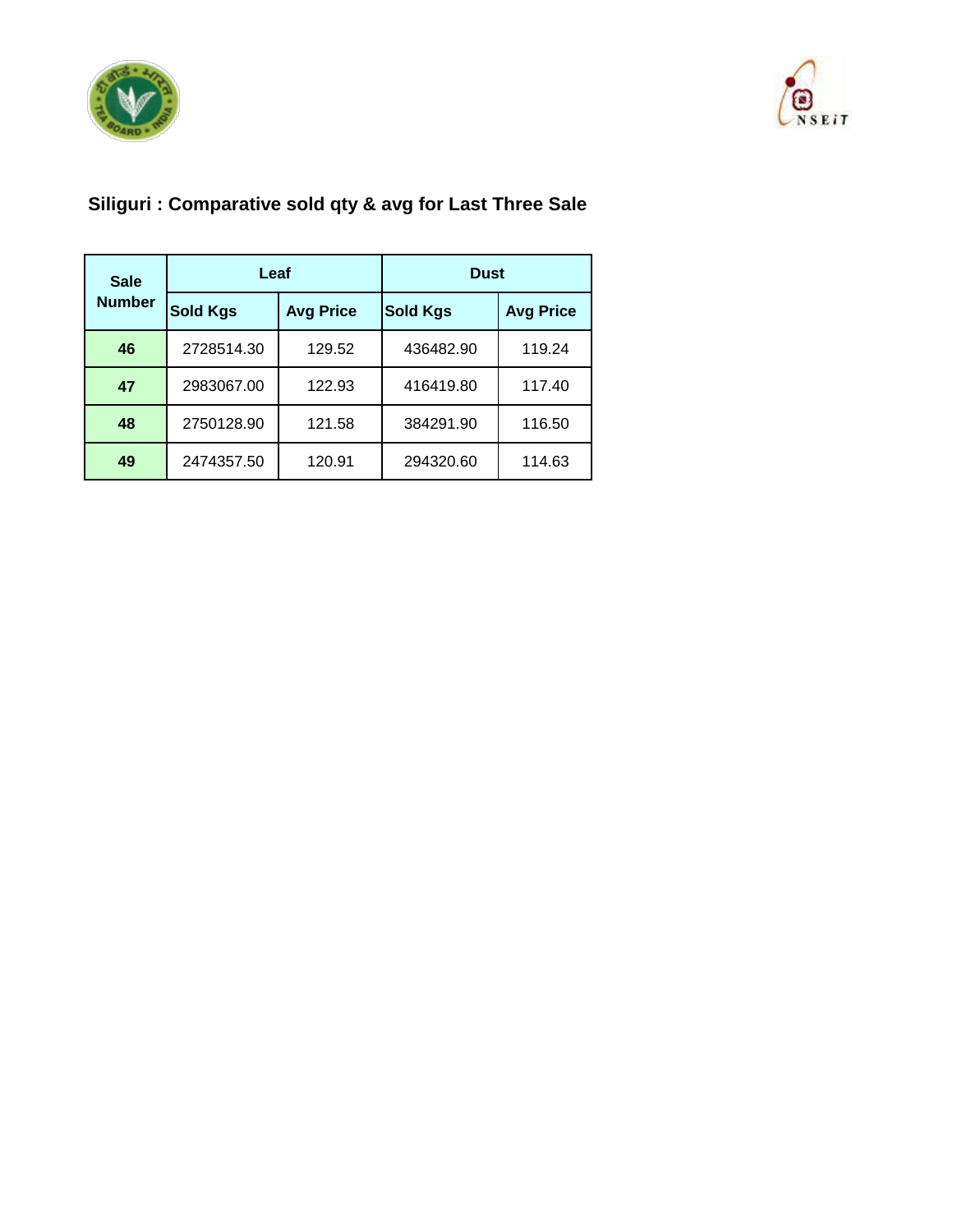## Siliguri : Comparative sold qty & avg for Last Three Sale

| Sale Number | Leaf | | Dust | |
|---|---|---|---|---|
| | Sold Kgs | Avg Price | Sold Kgs | Avg Price |
| **46** | 2728514.30 | 129.52 | 436482.90 | 119.24 |
| **47** | 2983067.00 | 122.93 | 416419.80 | 117.40 |
| **48** | 2750128.90 | 121.58 | 384291.90 | 116.50 |
| **49** | 2474357.50 | 120.91 | 294320.60 | 114.63 |